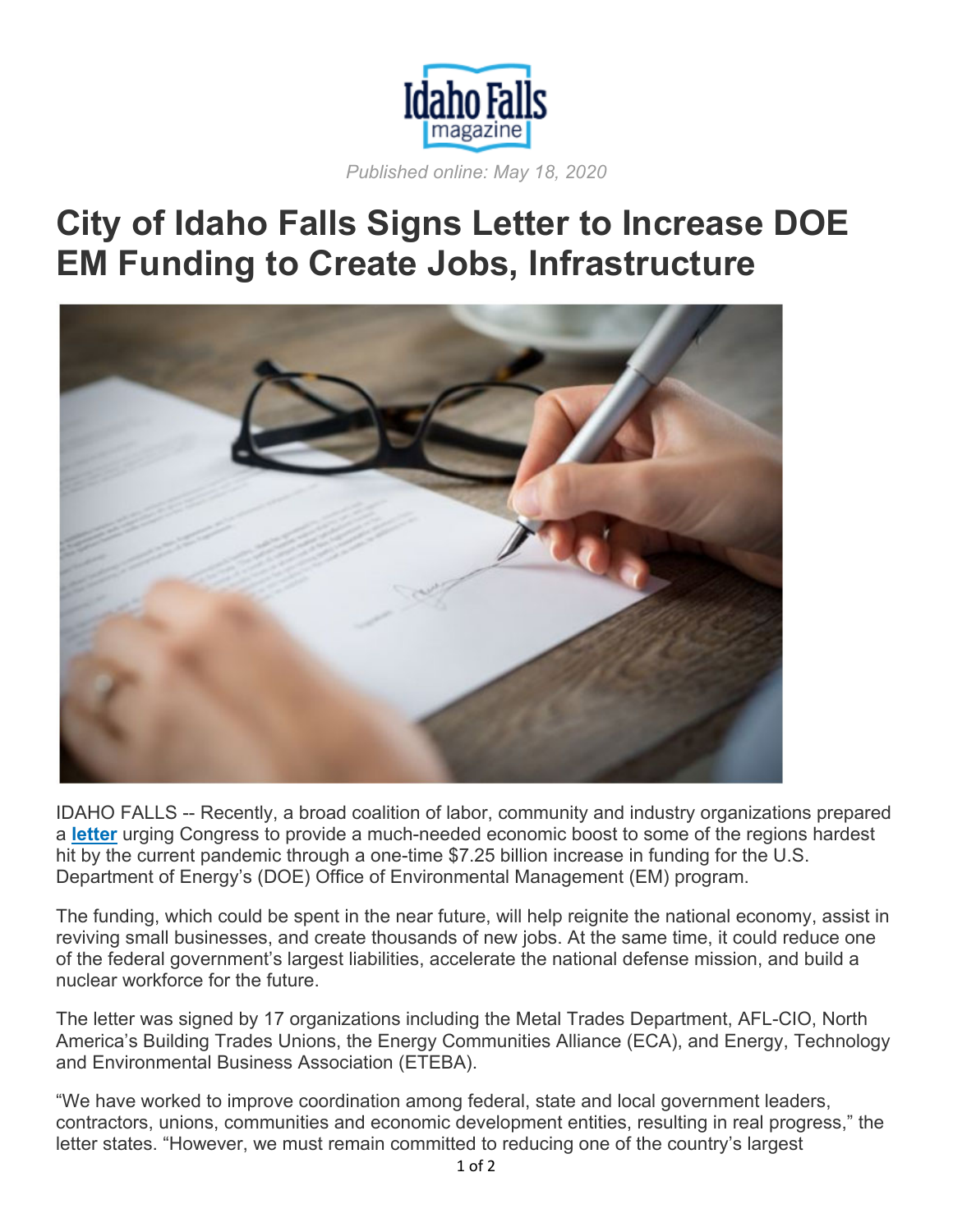Idaho Falls magazine

*Published online: May 18, 2020*

# City of Idaho Falls Signs Letter to Increase DOE EM Funding to Create Jobs, Infrastructure

IDAHO FALLS -- Recently, a broad coalition of labor, community and industry organizations prepared a **letter** urging Congress to provide a much-needed economic boost to some of the regions hardest hit by the current pandemic through a one-time $7.25 billion increase in funding for the U.S. Department of Energy's (DOE) Office of Environmental Management (EM) program.

The funding, which could be spent in the near future, will help reignite the national economy, assist in reviving small businesses, and create thousands of new jobs. At the same time, it could reduce one of the federal government's largest liabilities, accelerate the national defense mission, and build a nuclear workforce for the future.

The letter was signed by 17 organizations including the Metal Trades Department, AFL-CIO, North America's Building Trades Unions, the Energy Communities Alliance (ECA), and Energy, Technology and Environmental Business Association (ETEBA).

"We have worked to improve coordination among federal, state and local government leaders, contractors, unions, communities and economic development entities, resulting in real progress," the letter states. "However, we must remain committed to reducing one of the country's largest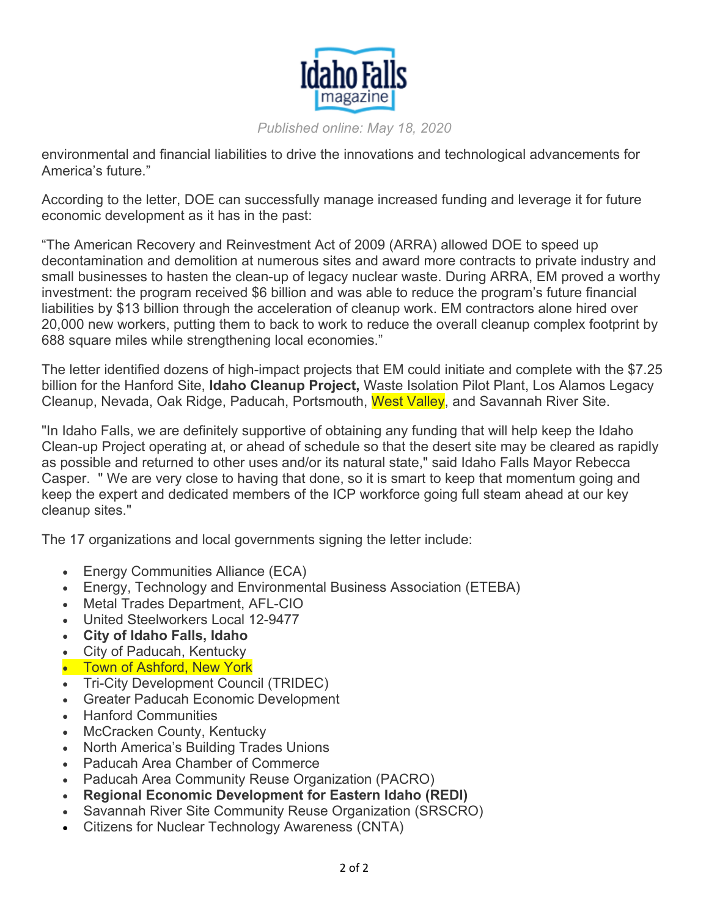environmental and financial liabilities to drive the innovations and technological advancements for America's future."

According to the letter, DOE can successfully manage increased funding and leverage it for future economic development as it has in the past:

"The American Recovery and Reinvestment Act of 2009 (ARRA) allowed DOE to speed up decontamination and demolition at numerous sites and award more contracts to private industry and small businesses to hasten the clean-up of legacy nuclear waste. During ARRA, EM proved a worthy investment: the program received $6 billion and was able to reduce the program's future financial liabilities by $13 billion through the acceleration of cleanup work. EM contractors alone hired over 20,000 new workers, putting them to back to work to reduce the overall cleanup complex footprint by 688 square miles while strengthening local economies."

The letter identified dozens of high-impact projects that EM could initiate and complete with the $7.25 billion for the Hanford Site, **Idaho Cleanup Project,** Waste Isolation Pilot Plant, Los Alamos Legacy Cleanup, Nevada, Oak Ridge, Paducah, Portsmouth, West Valley, and Savannah River Site.

"In Idaho Falls, we are definitely supportive of obtaining any funding that will help keep the Idaho Clean-up Project operating at, or ahead of schedule so that the desert site may be cleared as rapidly as possible and returned to other uses and/or its natural state," said Idaho Falls Mayor Rebecca Casper. " We are very close to having that done, so it is smart to keep that momentum going and keep the expert and dedicated members of the ICP workforce going full steam ahead at our key cleanup sites."

The 17 organizations and local governments signing the letter include:

- Energy Communities Alliance (ECA)
- Energy, Technology and Environmental Business Association (ETEBA)
- Metal Trades Department, AFL-CIO
- United Steelworkers Local 12-9477
- **City of Idaho Falls, Idaho**
- City of Paducah, Kentucky
- Town of Ashford, New York
- Tri-City Development Council (TRIDEC)
- Greater Paducah Economic Development
- Hanford Communities
- McCracken County, Kentucky
- North America's Building Trades Unions
- Paducah Area Chamber of Commerce
- Paducah Area Community Reuse Organization (PACRO)
- **Regional Economic Development for Eastern Idaho (REDI)**
- Savannah River Site Community Reuse Organization (SRSCRO)
- Citizens for Nuclear Technology Awareness (CNTA)